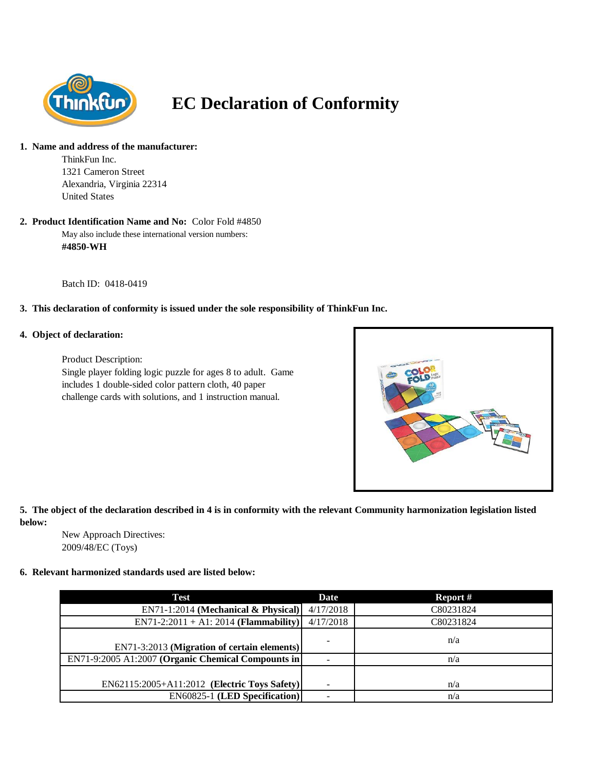# EC Declaration of Conformity

**1. Name and address of the manufacturer:**

ThinkFun Inc.
1321 Cameron Street
Alexandria, Virginia 22314
United States

**2. Product Identification Name and No:** Color Fold #4850

May also include these international version numbers:
**#4850-WH**

Batch ID: 0418-0419

**3. This declaration of conformity is issued under the sole responsibility of ThinkFun Inc.**

**4. Object of declaration:**

Product Description:
Single player folding logic puzzle for ages 8 to adult. Game includes 1 double-sided color pattern cloth, 40 paper challenge cards with solutions, and 1 instruction manual.

**5. The object of the declaration described in 4 is in conformity with the relevant Community harmonization legislation listed below:**

New Approach Directives:
2009/48/EC (Toys)

**6. Relevant harmonized standards used are listed below:**

| Test | Date | Report # |
|---|---|---|
| EN71-1:2014 **(Mechanical & Physical)** | 4/17/2018 | C80231824 |
| EN71-2:2011 + A1: 2014 **(Flammability)** | 4/17/2018 | C80231824 |
| EN71-3:2013 **(Migration of certain elements)** | - | n/a |
| EN71-9:2005 A1:2007 **(Organic Chemical Compounds in** | - | n/a |
| EN62115:2005+A11:2012 **(Electric Toys Safety)** | - | n/a |
| EN60825-1 **(LED Specification)** | - | n/a |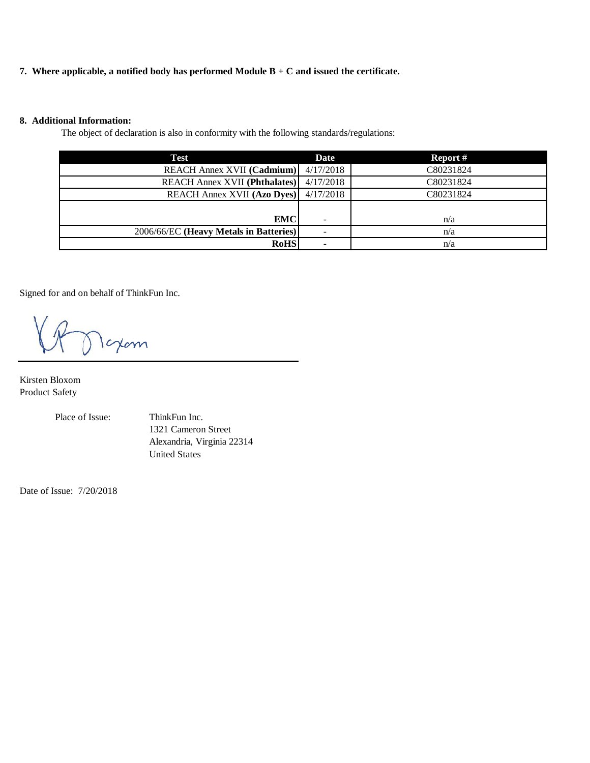**7. Where applicable, a notified body has performed Module B + C and issued the certificate.**

**8. Additional Information:**

The object of declaration is also in conformity with the following standards/regulations:

| Test | Date | Report # |
|---|---|---|
| REACH Annex XVII **(Cadmium)** | 4/17/2018 | C80231824 |
| REACH Annex XVII **(Phthalates)** | 4/17/2018 | C80231824 |
| REACH Annex XVII **(Azo Dyes)** | 4/17/2018 | C80231824 |
| **EMC** | - | n/a |
| 2006/66/EC **(Heavy Metals in Batteries)** | - | n/a |
| **RoHS** | - | n/a |

Signed for and on behalf of ThinkFun Inc.

Kirsten Bloxom
Product Safety

Place of Issue:

ThinkFun Inc.
1321 Cameron Street
Alexandria, Virginia 22314
United States

Date of Issue: 7/20/2018